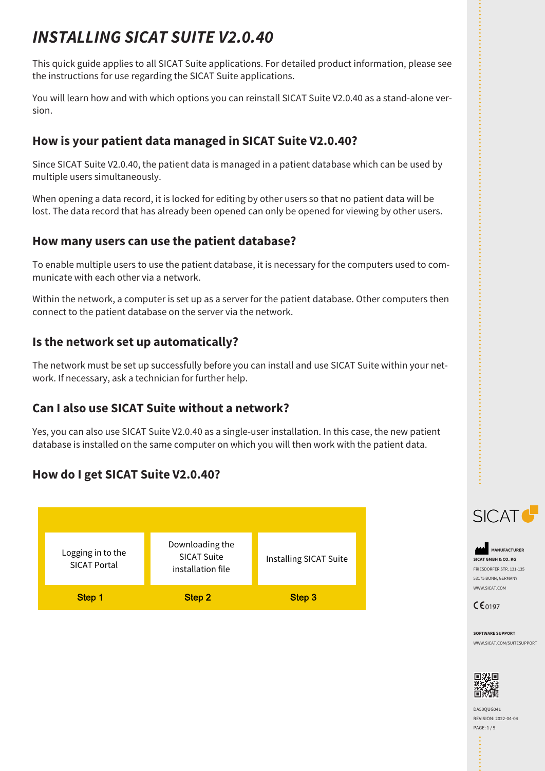# INSTALLING SICAT SUITE V2.0.40

This quick guide applies to all SICAT Suite applications. For detailed product information, please see the instructions for use regarding the SICAT Suite applications.

You will learn how and with which options you can reinstall SICAT Suite V2.0.40 as a stand-alone version.

## How is your patient data managed in SICAT Suite V2.0.40?

Since SICAT Suite V2.0.40, the patient data is managed in a patient database which can be used by multiple users simultaneously.

When opening a data record, it is locked for editing by other users so that no patient data will be lost. The data record that has already been opened can only be opened for viewing by other users.

## How many users can use the patient database?

To enable multiple users to use the patient database, it is necessary for the computers used to communicate with each other via a network.

Within the network, a computer is set up as a server for the patient database. Other computers then connect to the patient database on the server via the network.

## Is the network set up automatically?

The network must be set up successfully before you can install and use SICAT Suite within your network. If necessary, ask a technician for further help.

## Can I also use SICAT Suite without a network?

Yes, you can also use SICAT Suite V2.0.40 as a single-user installation. In this case, the new patient database is installed on the same computer on which you will then work with the patient data.

## How do I get SICAT Suite V2.0.40?

| Logging in to the SICAT Portal | Downloading the SICAT Suite installation file | Installing SICAT Suite |
| --- | --- | --- |
| Step 1 | Step 2 | Step 3 |

SICAT

MANUFACTURER
SICAT GMBH & CO. KG
FRIESDORFER STR. 131-135
53175 BONN, GERMANY
WWW.SICAT.COM

CE 0197

SOFTWARE SUPPORT
WWW.SICAT.COM/SUITESUPPORT

DA50QUG041
REVISION: 2022-04-04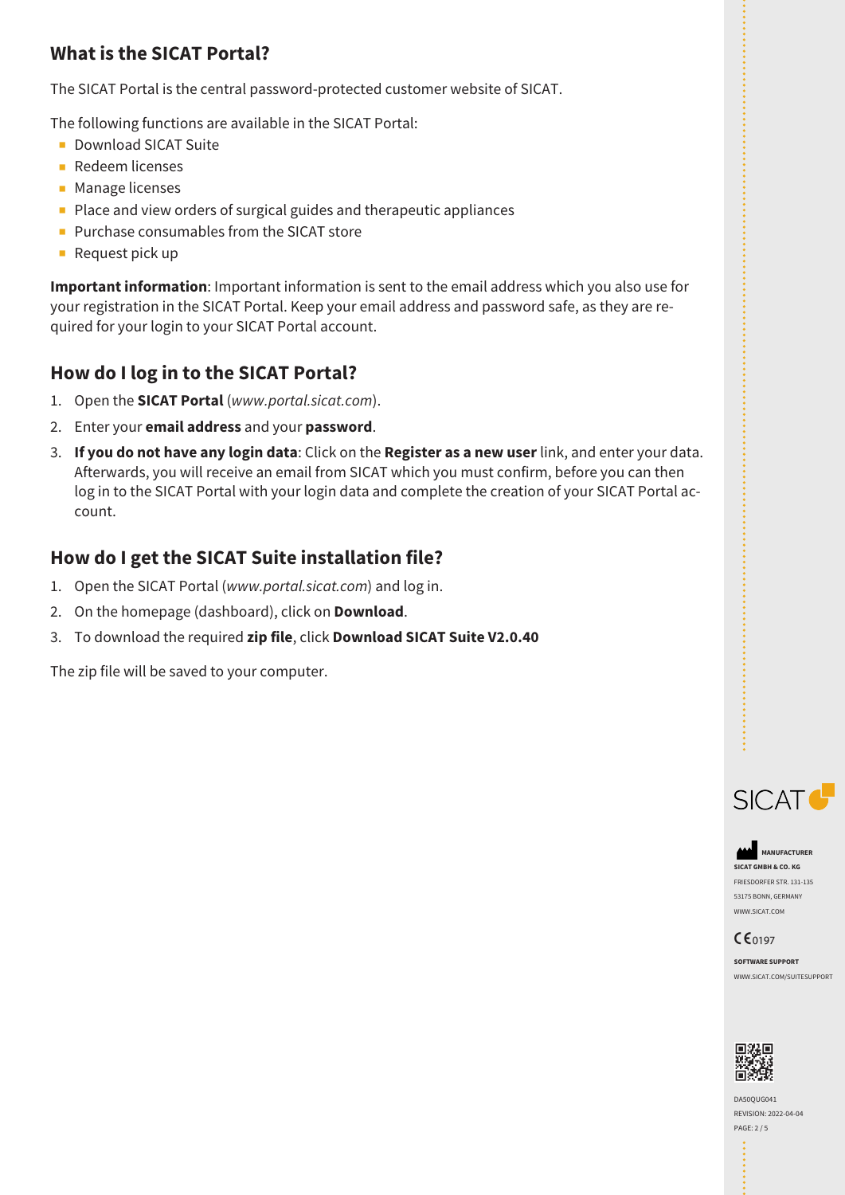## What is the SICAT Portal?

The SICAT Portal is the central password-protected customer website of SICAT.

The following functions are available in the SICAT Portal:

- Download SICAT Suite
- Redeem licenses
- Manage licenses
- Place and view orders of surgical guides and therapeutic appliances
- Purchase consumables from the SICAT store
- Request pick up

**Important information**: Important information is sent to the email address which you also use for your registration in the SICAT Portal. Keep your email address and password safe, as they are required for your login to your SICAT Portal account.

## How do I log in to the SICAT Portal?

1. Open the **SICAT Portal** (*www.portal.sicat.com*).
2. Enter your **email address** and your **password**.
3. **If you do not have any login data**: Click on the **Register as a new user** link, and enter your data. Afterwards, you will receive an email from SICAT which you must confirm, before you can then log in to the SICAT Portal with your login data and complete the creation of your SICAT Portal account.

## How do I get the SICAT Suite installation file?

1. Open the SICAT Portal (*www.portal.sicat.com*) and log in.
2. On the homepage (dashboard), click on **Download**.
3. To download the required **zip file**, click **Download SICAT Suite V2.0.40**

The zip file will be saved to your computer.

SICAT

MANUFACTURER
SICAT GMBH & CO. KG
FRIESDORFER STR. 131-135
53175 BONN, GERMANY
WWW.SICAT.COM

CE 0197

SOFTWARE SUPPORT
WWW.SICAT.COM/SUITESUPPORT

DA50QUG041
REVISION: 2022-04-04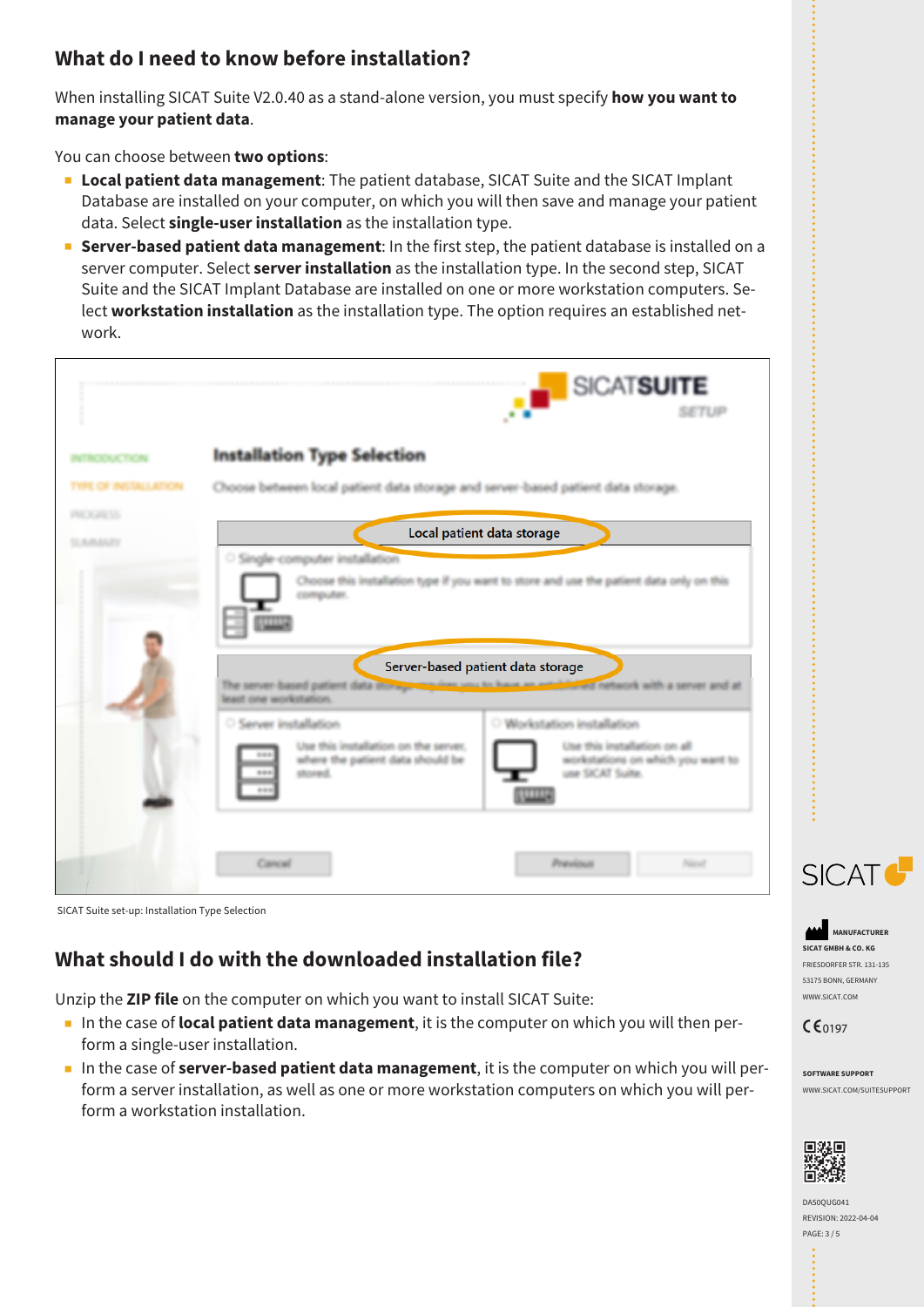## What do I need to know before installation?

When installing SICAT Suite V2.0.40 as a stand-alone version, you must specify **how you want to manage your patient data**.

You can choose between **two options**:

- **Local patient data management**: The patient database, SICAT Suite and the SICAT Implant Database are installed on your computer, on which you will then save and manage your patient data. Select **single-user installation** as the installation type.
- **Server-based patient data management**: In the first step, the patient database is installed on a server computer. Select **server installation** as the installation type. In the second step, SICAT Suite and the SICAT Implant Database are installed on one or more workstation computers. Select **workstation installation** as the installation type. The option requires an established network.

SICAT Suite set-up: Installation Type Selection

## What should I do with the downloaded installation file?

Unzip the **ZIP file** on the computer on which you want to install SICAT Suite:

- In the case of **local patient data management**, it is the computer on which you will then perform a single-user installation.
- In the case of **server-based patient data management**, it is the computer on which you will perform a server installation, as well as one or more workstation computers on which you will perform a workstation installation.

MANUFACTURER
SICAT GMBH & CO. KG
FRIESDORFER STR. 131-135
53175 BONN, GERMANY
WWW.SICAT.COM

CE 0197

SOFTWARE SUPPORT
WWW.SICAT.COM/SUITESUPPORT

DA50QUG041
REVISION: 2022-04-04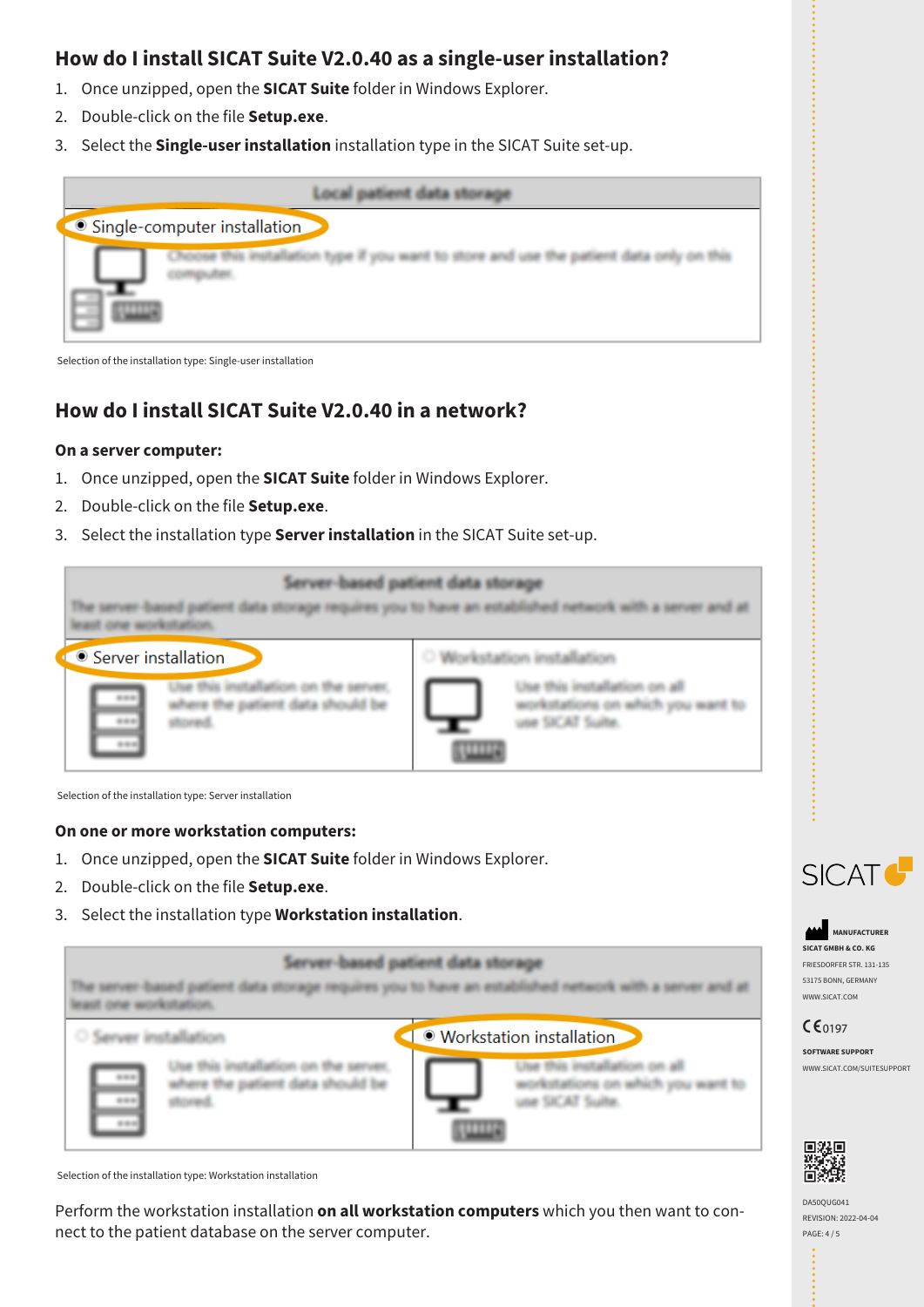## How do I install SICAT Suite V2.0.40 as a single-user installation?

1. Once unzipped, open the **SICAT Suite** folder in Windows Explorer.
2. Double-click on the file **Setup.exe**.
3. Select the **Single-user installation** installation type in the SICAT Suite set-up.

Selection of the installation type: Single-user installation

## How do I install SICAT Suite V2.0.40 in a network?

**On a server computer:**

1. Once unzipped, open the **SICAT Suite** folder in Windows Explorer.
2. Double-click on the file **Setup.exe**.
3. Select the installation type **Server installation** in the SICAT Suite set-up.

Selection of the installation type: Server installation

**On one or more workstation computers:**

1. Once unzipped, open the **SICAT Suite** folder in Windows Explorer.
2. Double-click on the file **Setup.exe**.
3. Select the installation type **Workstation installation**.

Selection of the installation type: Workstation installation

Perform the workstation installation **on all workstation computers** which you then want to connect to the patient database on the server computer.

SICAT

MANUFACTURER
SICAT GMBH & CO. KG
FRIESDORFER STR. 131-135
53175 BONN, GERMANY
WWW.SICAT.COM

CE 0197

SOFTWARE SUPPORT
WWW.SICAT.COM/SUITESUPPORT

DA50QUG041
REVISION: 2022-04-04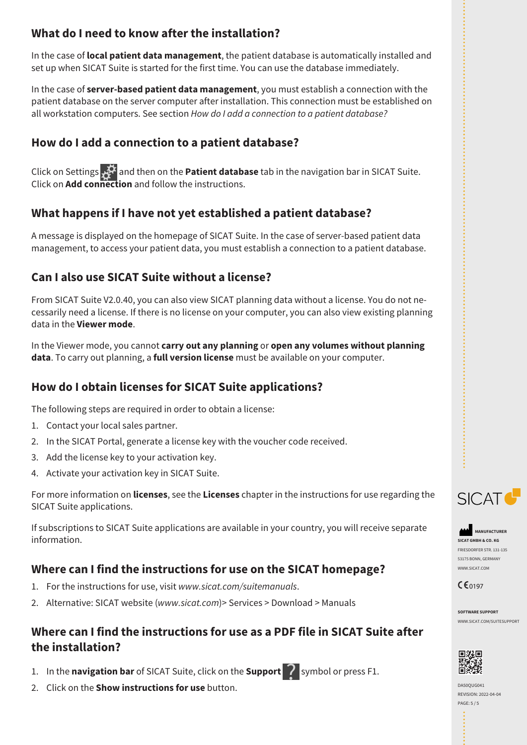## What do I need to know after the installation?

In the case of **local patient data management**, the patient database is automatically installed and set up when SICAT Suite is started for the first time. You can use the database immediately.

In the case of **server-based patient data management**, you must establish a connection with the patient database on the server computer after installation. This connection must be established on all workstation computers. See section *How do I add a connection to a patient database?*

## How do I add a connection to a patient database?

Click on Settings and then on the **Patient database** tab in the navigation bar in SICAT Suite. Click on **Add connection** and follow the instructions.

## What happens if I have not yet established a patient database?

A message is displayed on the homepage of SICAT Suite. In the case of server-based patient data management, to access your patient data, you must establish a connection to a patient database.

## Can I also use SICAT Suite without a license?

From SICAT Suite V2.0.40, you can also view SICAT planning data without a license. You do not necessarily need a license. If there is no license on your computer, you can also view existing planning data in the **Viewer mode**.

In the Viewer mode, you cannot **carry out any planning** or **open any volumes without planning data**. To carry out planning, a **full version license** must be available on your computer.

## How do I obtain licenses for SICAT Suite applications?

The following steps are required in order to obtain a license:

1. Contact your local sales partner.
2. In the SICAT Portal, generate a license key with the voucher code received.
3. Add the license key to your activation key.
4. Activate your activation key in SICAT Suite.

For more information on **licenses**, see the **Licenses** chapter in the instructions for use regarding the SICAT Suite applications.

If subscriptions to SICAT Suite applications are available in your country, you will receive separate information.

## Where can I find the instructions for use on the SICAT homepage?

1. For the instructions for use, visit *www.sicat.com/suitemanuals*.
2. Alternative: SICAT website (*www.sicat.com*)> Services > Download > Manuals

## Where can I find the instructions for use as a PDF file in SICAT Suite after the installation?

1. In the **navigation bar** of SICAT Suite, click on the **Support** symbol or press F1.
2. Click on the **Show instructions for use** button.

SICAT

MANUFACTURER
SICAT GMBH & CO. KG
FRIESDORFER STR. 131-135
53175 BONN, GERMANY
WWW.SICAT.COM

CE0197

SOFTWARE SUPPORT
WWW.SICAT.COM/SUITESUPPORT

DA50QUG041
REVISION: 2022-04-04